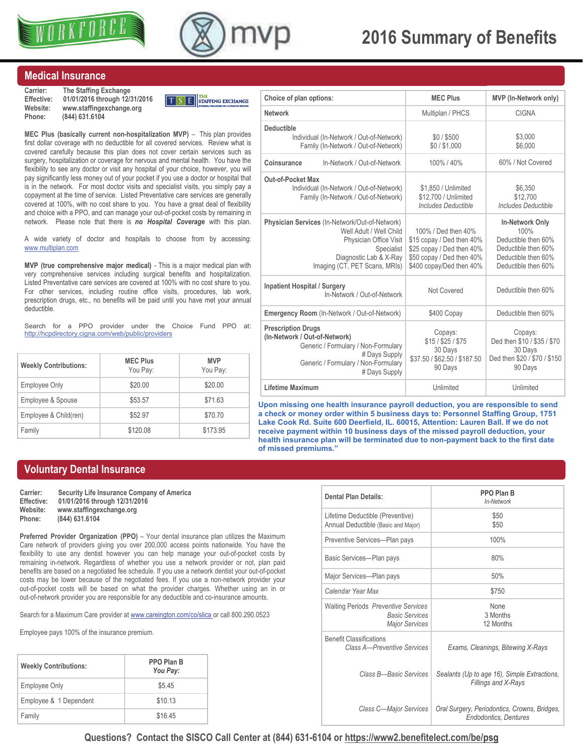# 2016 Summary of Benefits

## Medical Insurance

**Carrier:** The Staffing Exchange
**Effective:** 01/01/2016 through 12/31/2016
**Website:** www.staffingexchange.org
**Phone:** (844) 631.6104

**MEC Plus (basically current non-hospitalization MVP)** – This plan provides first dollar coverage with no deductible for all covered services. Review what is covered carefully because this plan does not cover certain services such as surgery, hospitalization or coverage for nervous and mental health. You have the flexibility to see any doctor or visit any hospital of your choice, however, you will pay significantly less money out of your pocket if you use a doctor or hospital that is in the network. For most doctor visits and specialist visits, you simply pay a copayment at the time of service. Listed Preventative care services are generally covered at 100%, with no cost share to you. You have a great deal of flexibility and choice with a PPO, and can manage your out-of-pocket costs by remaining in network. Please note that there is ***no Hospital Coverage*** with this plan.

A wide variety of doctor and hospitals to choose from by accessing: www.multiplan.com

**MVP (true comprehensive major medical)** - This is a major medical plan with very comprehensive services including surgical benefits and hospitalization. Listed Preventative care services are covered at 100% with no cost share to you. For other services, including routine office visits, procedures, lab work, prescription drugs, etc., no benefits will be paid until you have met your annual deductible.

Search for a PPO provider under the Choice Fund PPO at: http://hcpdirectory.cigna.com/web/public/providers

| Weekly Contributions: | MEC Plus You Pay: | MVP You Pay: |
|---|---|---|
| Employee Only | $20.00 | $20.00 |
| Employee & Spouse | $53.57 | $71.63 |
| Employee & Child(ren) | $52.97 | $70.70 |
| Family | $120.08 | $173.95 |

| Choice of plan options: | MEC Plus | MVP (In-Network only) |
|---|---|---|
| Network | Multiplan / PHCS | CIGNA |
| **Deductible** | | |
| Individual (In-Network / Out-of-Network) | $0 / $500 | $3,000 |
| Family (In-Network / Out-of-Network) | $0 / $1,000 | $6,000 |
| **Coinsurance** In-Network / Out-of-Network | 100% / 40% | 60% / Not Covered |
| **Out-of-Pocket Max** | | |
| Individual (In-Network / Out-of-Network) | $1,850 / Unlimited | $6,350 |
| Family (In-Network / Out-of-Network) | $12,700 / Unlimited | $12,700 |
| | *Includes Deductible* | *Includes Deductible* |
| **Physician Services** (In-Network/Out-of-Network) | | **In-Network Only** |
| Well Adult / Well Child | 100% / Ded then 40% | 100% |
| Physician Office Visit | $15 copay / Ded then 40% | Deductible then 60% |
| Specialist | $25 copay / Ded then 40% | Deductible then 60% |
| Diagnostic Lab & X-Ray | $50 copay / Ded then 40% | Deductible then 60% |
| Imaging (CT, PET Scans, MRIs) | $400 copay/Ded then 40% | Deductible then 60% |
| **Inpatient Hospital / Surgery** In-Network / Out-of-Network | Not Covered | Deductible then 60% |
| **Emergency Room** (In-Network / Out-of-Network) | $400 Copay | Deductible then 60% |
| **Prescription Drugs (In-Network / Out-of-Network)** | Copays: | Copays: |
| Generic / Formulary / Non-Formulary | $15 / $25 / $75 | Ded then $10 / $35 / $70 |
| # Days Supply | 30 Days | 30 Days |
| Generic / Formulary / Non-Formulary | $37.50 / $62.50 / $187.50 | Ded then $20 / $70 / $150 |
| # Days Supply | 90 Days | 90 Days |
| **Lifetime Maximum** | Unlimited | Unlimited |

**Upon missing one health insurance payroll deduction, you are responsible to send a check or money order within 5 business days to: Personnel Staffing Group, 1751 Lake Cook Rd. Suite 600 Deerfield, IL. 60015, Attention: Lauren Ball. If we do not receive payment within 10 business days of the missed payroll deduction, your health insurance plan will be terminated due to non-payment back to the first date of missed premiums."**

## Voluntary Dental Insurance

**Carrier:** Security Life Insurance Company of America
**Effective:** 01/01/2016 through 12/31/2016
**Website:** www.staffingexchange.org
**Phone:** (844) 631.6104

**Preferred Provider Organization (PPO)** – Your dental insurance plan utilizes the Maximum Care network of providers giving you over 200,000 access points nationwide. You have the flexibility to use any dentist however you can help manage your out-of-pocket costs by remaining in-network. Regardless of whether you use a network provider or not, plan paid benefits are based on a negotiated fee schedule. If you use a network dentist your out-of-pocket costs may be lower because of the negotiated fees. If you use a non-network provider your out-of-pocket costs will be based on what the provider charges. Whether using an in or out-of-network provider you are responsible for any deductible and co-insurance amounts.

Search for a Maximum Care provider at www.careington.com/co/slica or call 800.290.0523

Employee pays 100% of the insurance premium.

| Weekly Contributions: | PPO Plan B *You Pay:* |
|---|---|
| Employee Only | $5.45 |
| Employee & 1 Dependent | $10.13 |
| Family | $16.45 |

| Dental Plan Details: | PPO Plan B *In-Network* |
|---|---|
| Lifetime Deductible (Preventive) | $50 |
| Annual Deductible (Basic and Major) | $50 |
| Preventive Services—Plan pays | 100% |
| Basic Services—Plan pays | 80% |
| Major Services—Plan pays | 50% |
| *Calendar Year Max* | $750 |
| Waiting Periods *Preventive Services* | None |
| *Basic Services* | 3 Months |
| *Major Services* | 12 Months |
| Benefit Classifications | |
| *Class A—Preventive Services* | *Exams, Cleanings, Bitewing X-Rays* |
| *Class B—Basic Services* | *Sealants (Up to age 16), Simple Extractions, Fillings and X-Rays* |
| *Class C—Major Services* | *Oral Surgery, Periodontics, Crowns, Bridges, Endodontics, Dentures* |

**Questions? Contact the SISCO Call Center at (844) 631-6104 or https://www2.benefitelect.com/be/psg**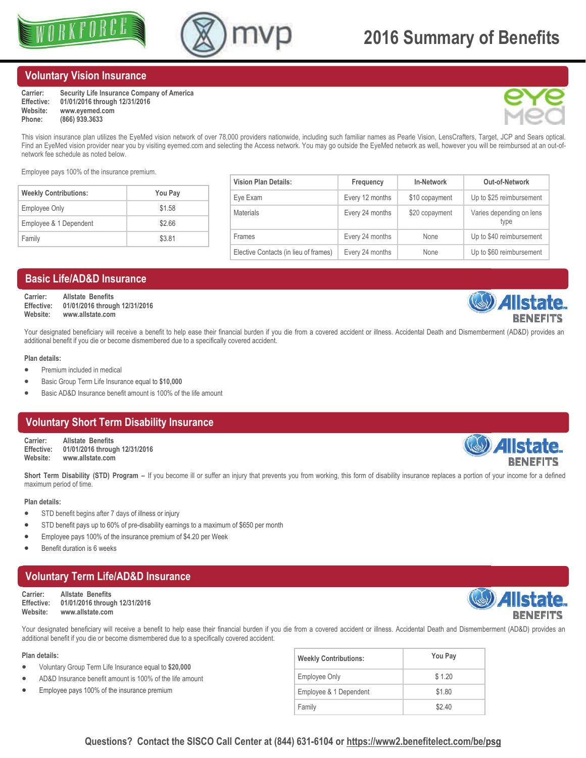# 2016 Summary of Benefits

## Voluntary Vision Insurance

**Carrier:** Security Life Insurance Company of America
**Effective:** 01/01/2016 through 12/31/2016
**Website:** www.eyemed.com
**Phone:** (866) 939.3633

This vision insurance plan utilizes the EyeMed vision network of over 78,000 providers nationwide, including such familiar names as Pearle Vision, LensCrafters, Target, JCP and Sears optical. Find an EyeMed vision provider near you by visiting eyemed.com and selecting the Access network. You may go outside the EyeMed network as well, however you will be reimbursed at an out-of-network fee schedule as noted below.

Employee pays 100% of the insurance premium.

| Weekly Contributions: | You Pay |
|---|---|
| Employee Only | $1.58 |
| Employee & 1 Dependent | $2.66 |
| Family | $3.81 |

| Vision Plan Details: | Frequency | In-Network | Out-of-Network |
|---|---|---|---|
| Eye Exam | Every 12 months | $10 copayment | Up to $25 reimbursement |
| Materials | Every 24 months | $20 copayment | Varies depending on lens type |
| Frames | Every 24 months | None | Up to $40 reimbursement |
| Elective Contacts (in lieu of frames) | Every 24 months | None | Up to $60 reimbursement |

## Basic Life/AD&D Insurance

**Carrier:** Allstate Benefits
**Effective:** 01/01/2016 through 12/31/2016
**Website:** www.allstate.com

Your designated beneficiary will receive a benefit to help ease their financial burden if you die from a covered accident or illness. Accidental Death and Dismemberment (AD&D) provides an additional benefit if you die or become dismembered due to a specifically covered accident.

**Plan details:**

- Premium included in medical
- Basic Group Term Life Insurance equal to **$10,000**
- Basic AD&D Insurance benefit amount is 100% of the life amount

## Voluntary Short Term Disability Insurance

**Carrier:** Allstate Benefits
**Effective:** 01/01/2016 through 12/31/2016
**Website:** www.allstate.com

**Short Term Disability (STD) Program –** If you become ill or suffer an injury that prevents you from working, this form of disability insurance replaces a portion of your income for a defined maximum period of time.

**Plan details:**

- STD benefit begins after 7 days of illness or injury
- STD benefit pays up to 60% of pre-disability earnings to a maximum of $650 per month
- Employee pays 100% of the insurance premium of $4.20 per Week
- Benefit duration is 6 weeks

## Voluntary Term Life/AD&D Insurance

**Carrier:** Allstate Benefits
**Effective:** 01/01/2016 through 12/31/2016
**Website:** www.allstate.com

Your designated beneficiary will receive a benefit to help ease their financial burden if you die from a covered accident or illness. Accidental Death and Dismemberment (AD&D) provides an additional benefit if you die or become dismembered due to a specifically covered accident.

**Plan details:**

- Voluntary Group Term Life Insurance equal to **$20,000**
- AD&D Insurance benefit amount is 100% of the life amount
- Employee pays 100% of the insurance premium

| Weekly Contributions: | You Pay |
|---|---|
| Employee Only | $ 1.20 |
| Employee & 1 Dependent | $1.80 |
| Family | $2.40 |

**Questions? Contact the SISCO Call Center at (844) 631-6104 or https://www2.benefitelect.com/be/psg**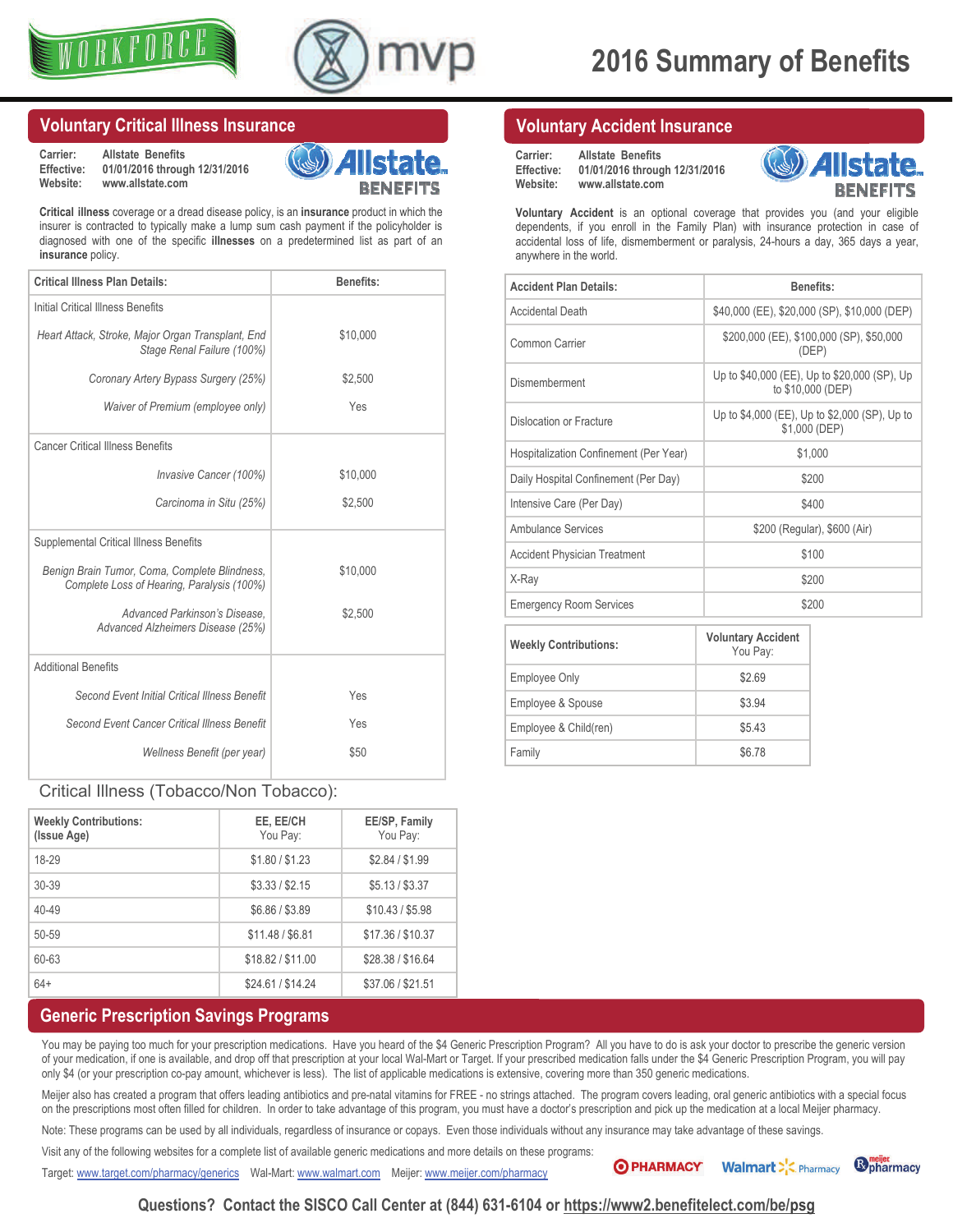# 2016 Summary of Benefits

## Voluntary Critical Illness Insurance

**Carrier:** Allstate Benefits
**Effective:** 01/01/2016 through 12/31/2016
**Website:** www.allstate.com

**Critical illness** coverage or a dread disease policy, is an **insurance** product in which the insurer is contracted to typically make a lump sum cash payment if the policyholder is diagnosed with one of the specific **illnesses** on a predetermined list as part of an **insurance** policy.

| Critical Illness Plan Details: | Benefits: |
|---|---|
| Initial Critical Illness Benefits | |
| *Heart Attack, Stroke, Major Organ Transplant, End Stage Renal Failure (100%)* | $10,000 |
| *Coronary Artery Bypass Surgery (25%)* | $2,500 |
| *Waiver of Premium (employee only)* | Yes |
| Cancer Critical Illness Benefits | |
| *Invasive Cancer (100%)* | $10,000 |
| *Carcinoma in Situ (25%)* | $2,500 |
| Supplemental Critical Illness Benefits | |
| *Benign Brain Tumor, Coma, Complete Blindness, Complete Loss of Hearing, Paralysis (100%)* | $10,000 |
| *Advanced Parkinson's Disease, Advanced Alzheimers Disease (25%)* | $2,500 |
| Additional Benefits | |
| *Second Event Initial Critical Illness Benefit* | Yes |
| *Second Event Cancer Critical Illness Benefit* | Yes |
| *Wellness Benefit (per year)* | $50 |

### Critical Illness (Tobacco/Non Tobacco):

| Weekly Contributions: (Issue Age) | EE, EE/CH You Pay: | EE/SP, Family You Pay: |
|---|---|---|
| 18-29 | $1.80 / $1.23 | $2.84 / $1.99 |
| 30-39 | $3.33 / $2.15 | $5.13 / $3.37 |
| 40-49 | $6.86 / $3.89 | $10.43 / $5.98 |
| 50-59 | $11.48 / $6.81 | $17.36 / $10.37 |
| 60-63 | $18.82 / $11.00 | $28.38 / $16.64 |
| 64+ | $24.61 / $14.24 | $37.06 / $21.51 |

## Voluntary Accident Insurance

**Carrier:** Allstate Benefits
**Effective:** 01/01/2016 through 12/31/2016
**Website:** www.allstate.com

**Voluntary Accident** is an optional coverage that provides you (and your eligible dependents, if you enroll in the Family Plan) with insurance protection in case of accidental loss of life, dismemberment or paralysis, 24-hours a day, 365 days a year, anywhere in the world.

| Accident Plan Details: | Benefits: |
|---|---|
| Accidental Death | $40,000 (EE), $20,000 (SP), $10,000 (DEP) |
| Common Carrier | $200,000 (EE), $100,000 (SP), $50,000 (DEP) |
| Dismemberment | Up to $40,000 (EE), Up to $20,000 (SP), Up to $10,000 (DEP) |
| Dislocation or Fracture | Up to $4,000 (EE), Up to $2,000 (SP), Up to $1,000 (DEP) |
| Hospitalization Confinement (Per Year) | $1,000 |
| Daily Hospital Confinement (Per Day) | $200 |
| Intensive Care (Per Day) | $400 |
| Ambulance Services | $200 (Regular), $600 (Air) |
| Accident Physician Treatment | $100 |
| X-Ray | $200 |
| Emergency Room Services | $200 |

| Weekly Contributions: | Voluntary Accident You Pay: |
|---|---|
| Employee Only | $2.69 |
| Employee & Spouse | $3.94 |
| Employee & Child(ren) | $5.43 |
| Family | $6.78 |

## Generic Prescription Savings Programs

You may be paying too much for your prescription medications. Have you heard of the $4 Generic Prescription Program? All you have to do is ask your doctor to prescribe the generic version of your medication, if one is available, and drop off that prescription at your local Wal-Mart or Target. If your prescribed medication falls under the $4 Generic Prescription Program, you will pay only $4 (or your prescription co-pay amount, whichever is less). The list of applicable medications is extensive, covering more than 350 generic medications.

Meijer also has created a program that offers leading antibiotics and pre-natal vitamins for FREE - no strings attached. The program covers leading, oral generic antibiotics with a special focus on the prescriptions most often filled for children. In order to take advantage of this program, you must have a doctor's prescription and pick up the medication at a local Meijer pharmacy.

Note: These programs can be used by all individuals, regardless of insurance or copays. Even those individuals without any insurance may take advantage of these savings.

Visit any of the following websites for a complete list of available generic medications and more details on these programs:

Target: www.target.com/pharmacy/generics Wal-Mart: www.walmart.com Meijer: www.meijer.com/pharmacy

**Questions? Contact the SISCO Call Center at (844) 631-6104 or https://www2.benefitelect.com/be/psg**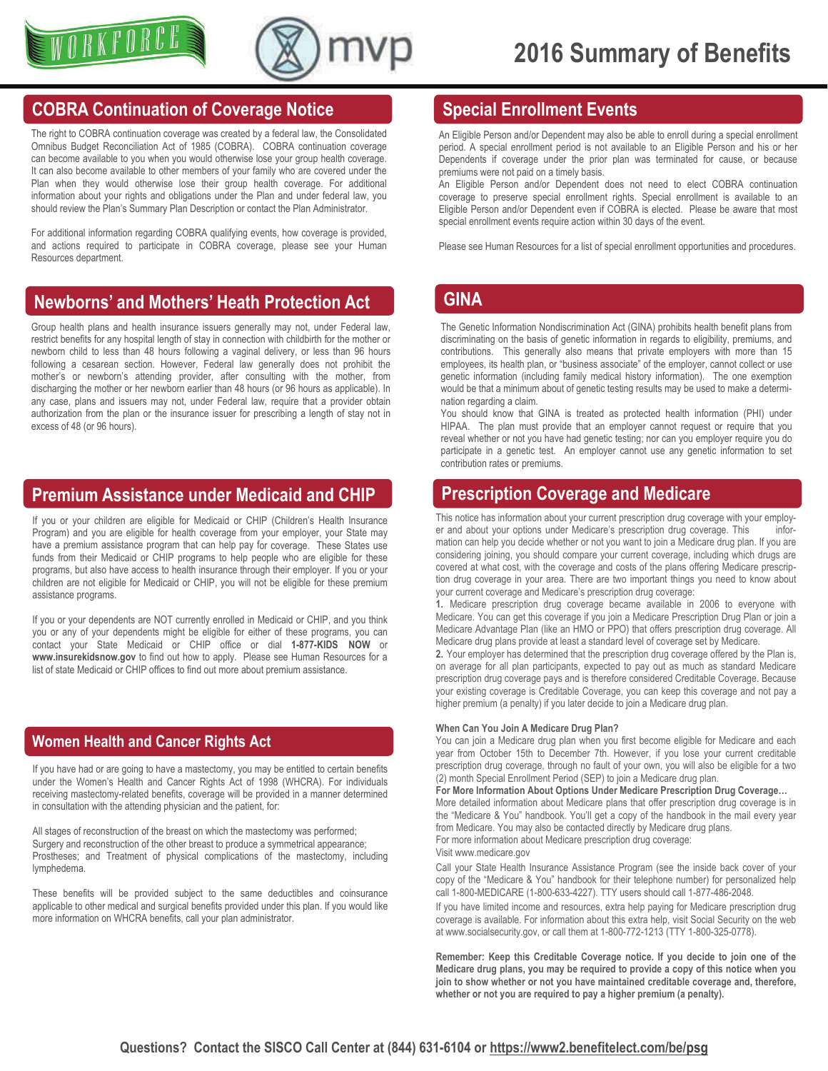# 2016 Summary of Benefits

## COBRA Continuation of Coverage Notice

The right to COBRA continuation coverage was created by a federal law, the Consolidated Omnibus Budget Reconciliation Act of 1985 (COBRA). COBRA continuation coverage can become available to you when you would otherwise lose your group health coverage. It can also become available to other members of your family who are covered under the Plan when they would otherwise lose their group health coverage. For additional information about your rights and obligations under the Plan and under federal law, you should review the Plan's Summary Plan Description or contact the Plan Administrator.

For additional information regarding COBRA qualifying events, how coverage is provided, and actions required to participate in COBRA coverage, please see your Human Resources department.

## Newborns' and Mothers' Heath Protection Act

Group health plans and health insurance issuers generally may not, under Federal law, restrict benefits for any hospital length of stay in connection with childbirth for the mother or newborn child to less than 48 hours following a vaginal delivery, or less than 96 hours following a cesarean section. However, Federal law generally does not prohibit the mother's or newborn's attending provider, after consulting with the mother, from discharging the mother or her newborn earlier than 48 hours (or 96 hours as applicable). In any case, plans and issuers may not, under Federal law, require that a provider obtain authorization from the plan or the insurance issuer for prescribing a length of stay not in excess of 48 (or 96 hours).

## Premium Assistance under Medicaid and CHIP

If you or your children are eligible for Medicaid or CHIP (Children's Health Insurance Program) and you are eligible for health coverage from your employer, your State may have a premium assistance program that can help pay for coverage. These States use funds from their Medicaid or CHIP programs to help people who are eligible for these programs, but also have access to health insurance through their employer. If you or your children are not eligible for Medicaid or CHIP, you will not be eligible for these premium assistance programs.

If you or your dependents are NOT currently enrolled in Medicaid or CHIP, and you think you or any of your dependents might be eligible for either of these programs, you can contact your State Medicaid or CHIP office or dial **1-877-KIDS NOW** or **www.insurekidsnow.gov** to find out how to apply. Please see Human Resources for a list of state Medicaid or CHIP offices to find out more about premium assistance.

## Women Health and Cancer Rights Act

If you have had or are going to have a mastectomy, you may be entitled to certain benefits under the Women's Health and Cancer Rights Act of 1998 (WHCRA). For individuals receiving mastectomy-related benefits, coverage will be provided in a manner determined in consultation with the attending physician and the patient, for:

All stages of reconstruction of the breast on which the mastectomy was performed; Surgery and reconstruction of the other breast to produce a symmetrical appearance; Prostheses; and Treatment of physical complications of the mastectomy, including lymphedema.

These benefits will be provided subject to the same deductibles and coinsurance applicable to other medical and surgical benefits provided under this plan. If you would like more information on WHCRA benefits, call your plan administrator.

## Special Enrollment Events

An Eligible Person and/or Dependent may also be able to enroll during a special enrollment period. A special enrollment period is not available to an Eligible Person and his or her Dependents if coverage under the prior plan was terminated for cause, or because premiums were not paid on a timely basis.

An Eligible Person and/or Dependent does not need to elect COBRA continuation coverage to preserve special enrollment rights. Special enrollment is available to an Eligible Person and/or Dependent even if COBRA is elected. Please be aware that most special enrollment events require action within 30 days of the event.

Please see Human Resources for a list of special enrollment opportunities and procedures.

## GINA

The Genetic Information Nondiscrimination Act (GINA) prohibits health benefit plans from discriminating on the basis of genetic information in regards to eligibility, premiums, and contributions. This generally also means that private employers with more than 15 employees, its health plan, or "business associate" of the employer, cannot collect or use genetic information (including family medical history information). The one exemption would be that a minimum about of genetic testing results may be used to make a determination regarding a claim.

You should know that GINA is treated as protected health information (PHI) under HIPAA. The plan must provide that an employer cannot request or require that you reveal whether or not you have had genetic testing; nor can you employer require you do participate in a genetic test. An employer cannot use any genetic information to set contribution rates or premiums.

## Prescription Coverage and Medicare

This notice has information about your current prescription drug coverage with your employer and about your options under Medicare's prescription drug coverage. This information can help you decide whether or not you want to join a Medicare drug plan. If you are considering joining, you should compare your current coverage, including which drugs are covered at what cost, with the coverage and costs of the plans offering Medicare prescription drug coverage in your area. There are two important things you need to know about your current coverage and Medicare's prescription drug coverage:

**1.** Medicare prescription drug coverage became available in 2006 to everyone with Medicare. You can get this coverage if you join a Medicare Prescription Drug Plan or join a Medicare Advantage Plan (like an HMO or PPO) that offers prescription drug coverage. All Medicare drug plans provide at least a standard level of coverage set by Medicare.

**2.** Your employer has determined that the prescription drug coverage offered by the Plan is, on average for all plan participants, expected to pay out as much as standard Medicare prescription drug coverage pays and is therefore considered Creditable Coverage. Because your existing coverage is Creditable Coverage, you can keep this coverage and not pay a higher premium (a penalty) if you later decide to join a Medicare drug plan.

**When Can You Join A Medicare Drug Plan?**

You can join a Medicare drug plan when you first become eligible for Medicare and each year from October 15th to December 7th. However, if you lose your current creditable prescription drug coverage, through no fault of your own, you will also be eligible for a two (2) month Special Enrollment Period (SEP) to join a Medicare drug plan.

**For More Information About Options Under Medicare Prescription Drug Coverage…**

More detailed information about Medicare plans that offer prescription drug coverage is in the "Medicare & You" handbook. You'll get a copy of the handbook in the mail every year from Medicare. You may also be contacted directly by Medicare drug plans.

For more information about Medicare prescription drug coverage:

Visit www.medicare.gov

Call your State Health Insurance Assistance Program (see the inside back cover of your copy of the "Medicare & You" handbook for their telephone number) for personalized help call 1-800-MEDICARE (1-800-633-4227). TTY users should call 1-877-486-2048.

If you have limited income and resources, extra help paying for Medicare prescription drug coverage is available. For information about this extra help, visit Social Security on the web at www.socialsecurity.gov, or call them at 1-800-772-1213 (TTY 1-800-325-0778).

**Remember: Keep this Creditable Coverage notice. If you decide to join one of the Medicare drug plans, you may be required to provide a copy of this notice when you join to show whether or not you have maintained creditable coverage and, therefore, whether or not you are required to pay a higher premium (a penalty).**

**Questions? Contact the SISCO Call Center at (844) 631-6104 or https://www2.benefitelect.com/be/psg**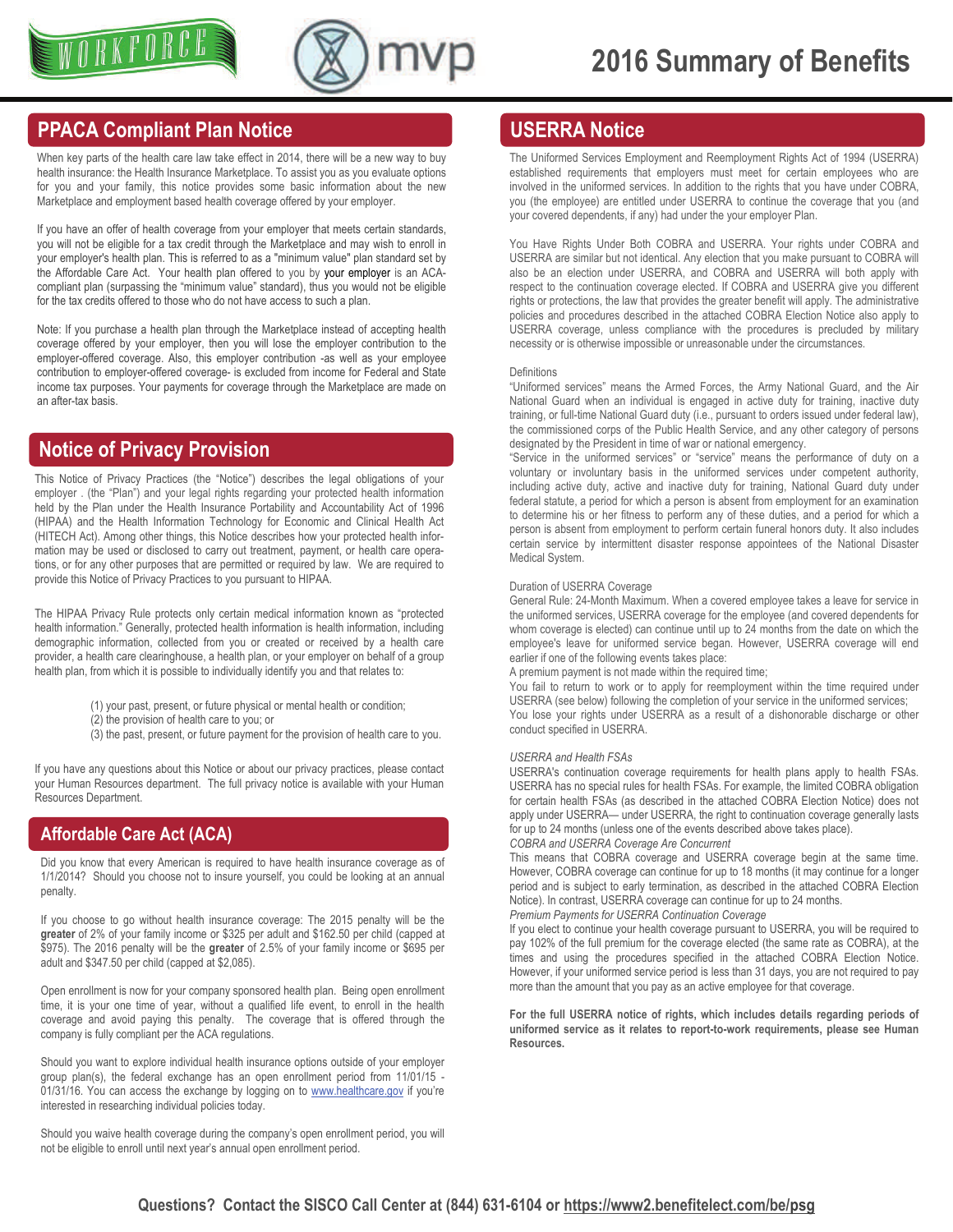# 2016 Summary of Benefits

## PPACA Compliant Plan Notice

When key parts of the health care law take effect in 2014, there will be a new way to buy health insurance: the Health Insurance Marketplace. To assist you as you evaluate options for you and your family, this notice provides some basic information about the new Marketplace and employment based health coverage offered by your employer.

If you have an offer of health coverage from your employer that meets certain standards, you will not be eligible for a tax credit through the Marketplace and may wish to enroll in your employer's health plan. This is referred to as a "minimum value" plan standard set by the Affordable Care Act. Your health plan offered to you by your employer is an ACA-compliant plan (surpassing the "minimum value" standard), thus you would not be eligible for the tax credits offered to those who do not have access to such a plan.

Note: If you purchase a health plan through the Marketplace instead of accepting health coverage offered by your employer, then you will lose the employer contribution to the employer-offered coverage. Also, this employer contribution -as well as your employee contribution to employer-offered coverage- is excluded from income for Federal and State income tax purposes. Your payments for coverage through the Marketplace are made on an after-tax basis.

## Notice of Privacy Provision

This Notice of Privacy Practices (the "Notice") describes the legal obligations of your employer . (the "Plan") and your legal rights regarding your protected health information held by the Plan under the Health Insurance Portability and Accountability Act of 1996 (HIPAA) and the Health Information Technology for Economic and Clinical Health Act (HITECH Act). Among other things, this Notice describes how your protected health information may be used or disclosed to carry out treatment, payment, or health care operations, or for any other purposes that are permitted or required by law. We are required to provide this Notice of Privacy Practices to you pursuant to HIPAA.

The HIPAA Privacy Rule protects only certain medical information known as "protected health information." Generally, protected health information is health information, including demographic information, collected from you or created or received by a health care provider, a health care clearinghouse, a health plan, or your employer on behalf of a group health plan, from which it is possible to individually identify you and that relates to:

(1) your past, present, or future physical or mental health or condition;
(2) the provision of health care to you; or
(3) the past, present, or future payment for the provision of health care to you.

If you have any questions about this Notice or about our privacy practices, please contact your Human Resources department. The full privacy notice is available with your Human Resources Department.

## Affordable Care Act (ACA)

Did you know that every American is required to have health insurance coverage as of 1/1/2014? Should you choose not to insure yourself, you could be looking at an annual penalty.

If you choose to go without health insurance coverage: The 2015 penalty will be the **greater** of 2% of your family income or $325 per adult and $162.50 per child (capped at $975). The 2016 penalty will be the **greater** of 2.5% of your family income or $695 per adult and $347.50 per child (capped at $2,085).

Open enrollment is now for your company sponsored health plan. Being open enrollment time, it is your one time of year, without a qualified life event, to enroll in the health coverage and avoid paying this penalty. The coverage that is offered through the company is fully compliant per the ACA regulations.

Should you want to explore individual health insurance options outside of your employer group plan(s), the federal exchange has an open enrollment period from 11/01/15 - 01/31/16. You can access the exchange by logging on to www.healthcare.gov if you're interested in researching individual policies today.

Should you waive health coverage during the company's open enrollment period, you will not be eligible to enroll until next year's annual open enrollment period.

## USERRA Notice

The Uniformed Services Employment and Reemployment Rights Act of 1994 (USERRA) established requirements that employers must meet for certain employees who are involved in the uniformed services. In addition to the rights that you have under COBRA, you (the employee) are entitled under USERRA to continue the coverage that you (and your covered dependents, if any) had under the your employer Plan.

You Have Rights Under Both COBRA and USERRA. Your rights under COBRA and USERRA are similar but not identical. Any election that you make pursuant to COBRA will also be an election under USERRA, and COBRA and USERRA will both apply with respect to the continuation coverage elected. If COBRA and USERRA give you different rights or protections, the law that provides the greater benefit will apply. The administrative policies and procedures described in the attached COBRA Election Notice also apply to USERRA coverage, unless compliance with the procedures is precluded by military necessity or is otherwise impossible or unreasonable under the circumstances.

Definitions

"Uniformed services" means the Armed Forces, the Army National Guard, and the Air National Guard when an individual is engaged in active duty for training, inactive duty training, or full-time National Guard duty (i.e., pursuant to orders issued under federal law), the commissioned corps of the Public Health Service, and any other category of persons designated by the President in time of war or national emergency.

"Service in the uniformed services" or "service" means the performance of duty on a voluntary or involuntary basis in the uniformed services under competent authority, including active duty, active and inactive duty for training, National Guard duty under federal statute, a period for which a person is absent from employment for an examination to determine his or her fitness to perform any of these duties, and a period for which a person is absent from employment to perform certain funeral honors duty. It also includes certain service by intermittent disaster response appointees of the National Disaster Medical System.

Duration of USERRA Coverage

General Rule: 24-Month Maximum. When a covered employee takes a leave for service in the uniformed services, USERRA coverage for the employee (and covered dependents for whom coverage is elected) can continue until up to 24 months from the date on which the employee's leave for uniformed service began. However, USERRA coverage will end earlier if one of the following events takes place:

A premium payment is not made within the required time;

You fail to return to work or to apply for reemployment within the time required under USERRA (see below) following the completion of your service in the uniformed services;

You lose your rights under USERRA as a result of a dishonorable discharge or other conduct specified in USERRA.

*USERRA and Health FSAs*

USERRA's continuation coverage requirements for health plans apply to health FSAs. USERRA has no special rules for health FSAs. For example, the limited COBRA obligation for certain health FSAs (as described in the attached COBRA Election Notice) does not apply under USERRA— under USERRA, the right to continuation coverage generally lasts for up to 24 months (unless one of the events described above takes place).

*COBRA and USERRA Coverage Are Concurrent*

This means that COBRA coverage and USERRA coverage begin at the same time. However, COBRA coverage can continue for up to 18 months (it may continue for a longer period and is subject to early termination, as described in the attached COBRA Election Notice). In contrast, USERRA coverage can continue for up to 24 months.

*Premium Payments for USERRA Continuation Coverage*

If you elect to continue your health coverage pursuant to USERRA, you will be required to pay 102% of the full premium for the coverage elected (the same rate as COBRA), at the times and using the procedures specified in the attached COBRA Election Notice. However, if your uniformed service period is less than 31 days, you are not required to pay more than the amount that you pay as an active employee for that coverage.

**For the full USERRA notice of rights, which includes details regarding periods of uniformed service as it relates to report-to-work requirements, please see Human Resources.**

**Questions? Contact the SISCO Call Center at (844) 631-6104 or https://www2.benefitelect.com/be/psg**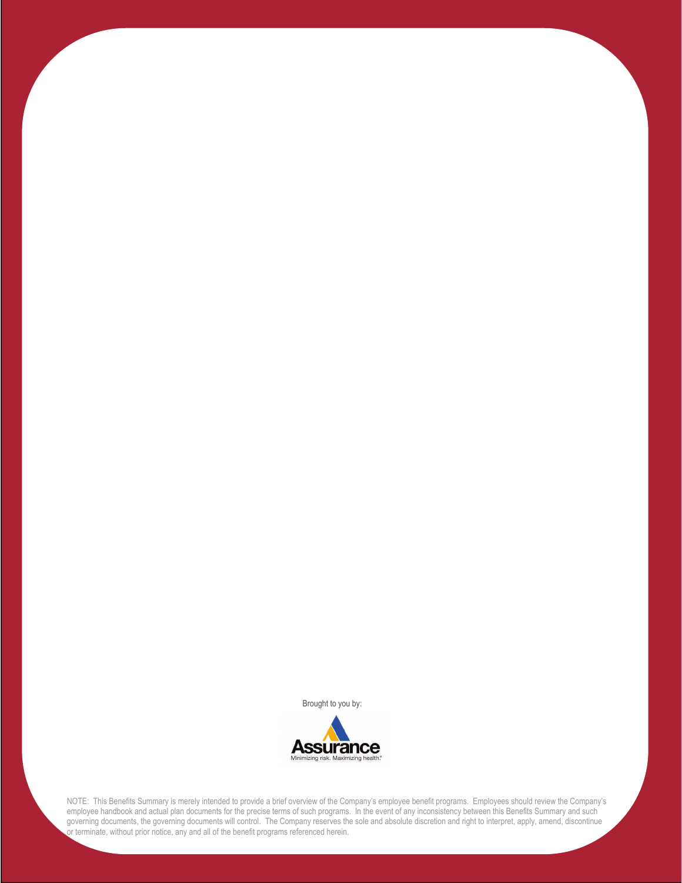Brought to you by:

Assurance

Minimizing risk. Maximizing health.®

NOTE: This Benefits Summary is merely intended to provide a brief overview of the Company's employee benefit programs. Employees should review the Company's employee handbook and actual plan documents for the precise terms of such programs. In the event of any inconsistency between this Benefits Summary and such governing documents, the governing documents will control. The Company reserves the sole and absolute discretion and right to interpret, apply, amend, discontinue or terminate, without prior notice, any and all of the benefit programs referenced herein.